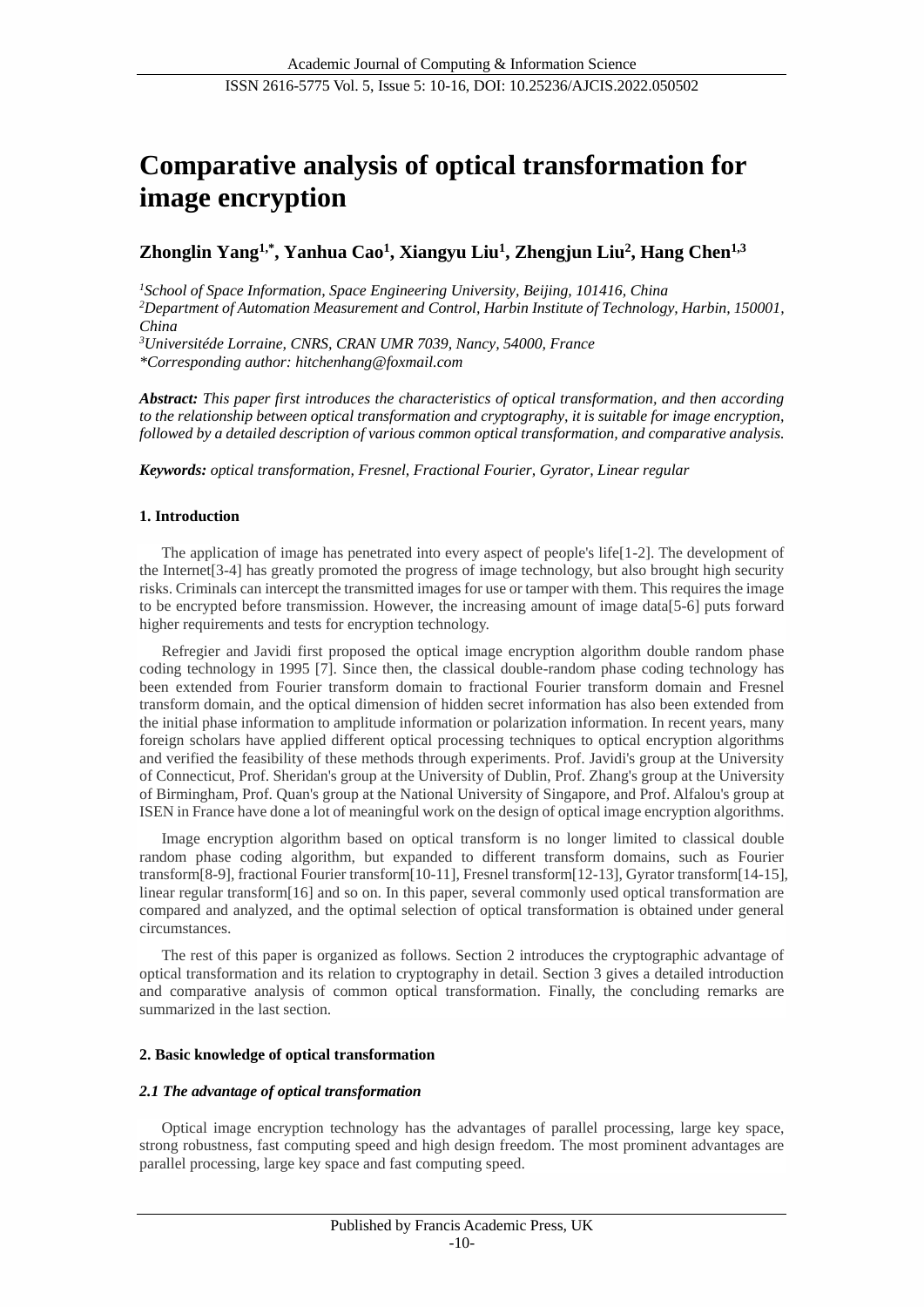# Comparative analysis of optical transformation for image encryption

**Zhonglin Yang[1,*], Yanhua Cao[1], Xiangyu Liu[1], Zhengjun Liu[2], Hang Chen[1,3]**

*[1]School of Space Information, Space Engineering University, Beijing, 101416, China*
*[2]Department of Automation Measurement and Control, Harbin Institute of Technology, Harbin, 150001, China*
*[3]Universitéde Lorraine, CNRS, CRAN UMR 7039, Nancy, 54000, France*
*\*Corresponding author: hitchenhang@foxmail.com*

***Abstract:*** *This paper first introduces the characteristics of optical transformation, and then according to the relationship between optical transformation and cryptography, it is suitable for image encryption, followed by a detailed description of various common optical transformation, and comparative analysis.*

***Keywords:*** *optical transformation, Fresnel, Fractional Fourier, Gyrator, Linear regular*

## 1. Introduction

The application of image has penetrated into every aspect of people's life[1-2]. The development of the Internet[3-4] has greatly promoted the progress of image technology, but also brought high security risks. Criminals can intercept the transmitted images for use or tamper with them. This requires the image to be encrypted before transmission. However, the increasing amount of image data[5-6] puts forward higher requirements and tests for encryption technology.

Refregier and Javidi first proposed the optical image encryption algorithm double random phase coding technology in 1995 [7]. Since then, the classical double-random phase coding technology has been extended from Fourier transform domain to fractional Fourier transform domain and Fresnel transform domain, and the optical dimension of hidden secret information has also been extended from the initial phase information to amplitude information or polarization information. In recent years, many foreign scholars have applied different optical processing techniques to optical encryption algorithms and verified the feasibility of these methods through experiments. Prof. Javidi's group at the University of Connecticut, Prof. Sheridan's group at the University of Dublin, Prof. Zhang's group at the University of Birmingham, Prof. Quan's group at the National University of Singapore, and Prof. Alfalou's group at ISEN in France have done a lot of meaningful work on the design of optical image encryption algorithms.

Image encryption algorithm based on optical transform is no longer limited to classical double random phase coding algorithm, but expanded to different transform domains, such as Fourier transform[8-9], fractional Fourier transform[10-11], Fresnel transform[12-13], Gyrator transform[14-15], linear regular transform[16] and so on. In this paper, several commonly used optical transformation are compared and analyzed, and the optimal selection of optical transformation is obtained under general circumstances.

The rest of this paper is organized as follows. Section 2 introduces the cryptographic advantage of optical transformation and its relation to cryptography in detail. Section 3 gives a detailed introduction and comparative analysis of common optical transformation. Finally, the concluding remarks are summarized in the last section.

## 2. Basic knowledge of optical transformation

### *2.1 The advantage of optical transformation*

Optical image encryption technology has the advantages of parallel processing, large key space, strong robustness, fast computing speed and high design freedom. The most prominent advantages are parallel processing, large key space and fast computing speed.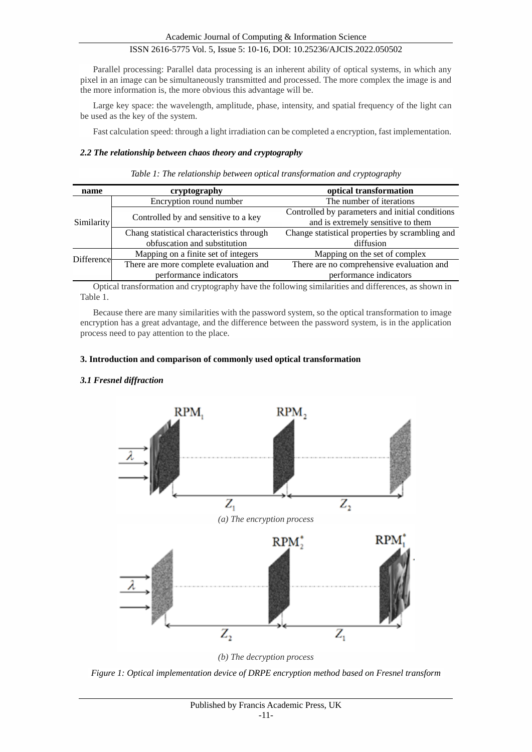Parallel processing: Parallel data processing is an inherent ability of optical systems, in which any pixel in an image can be simultaneously transmitted and processed. The more complex the image is and the more information is, the more obvious this advantage will be.

Large key space: the wavelength, amplitude, phase, intensity, and spatial frequency of the light can be used as the key of the system.

Fast calculation speed: through a light irradiation can be completed a encryption, fast implementation.

### *2.2 The relationship between chaos theory and cryptography*

*Table 1: The relationship between optical transformation and cryptography*

| name | cryptography | optical transformation |
| --- | --- | --- |
| Similarity | Encryption round number | The number of iterations |
| | Controlled by and sensitive to a key | Controlled by parameters and initial conditions and is extremely sensitive to them |
| | Chang statistical characteristics through obfuscation and substitution | Change statistical properties by scrambling and diffusion |
| Difference | Mapping on a finite set of integers | Mapping on the set of complex |
| | There are more complete evaluation and performance indicators | There are no comprehensive evaluation and performance indicators |

Optical transformation and cryptography have the following similarities and differences, as shown in Table 1.

Because there are many similarities with the password system, so the optical transformation to image encryption has a great advantage, and the difference between the password system, is in the application process need to pay attention to the place.

## 3. Introduction and comparison of commonly used optical transformation

### *3.1 Fresnel diffraction*

*(a) The encryption process*

*(b) The decryption process*

*Figure 1: Optical implementation device of DRPE encryption method based on Fresnel transform*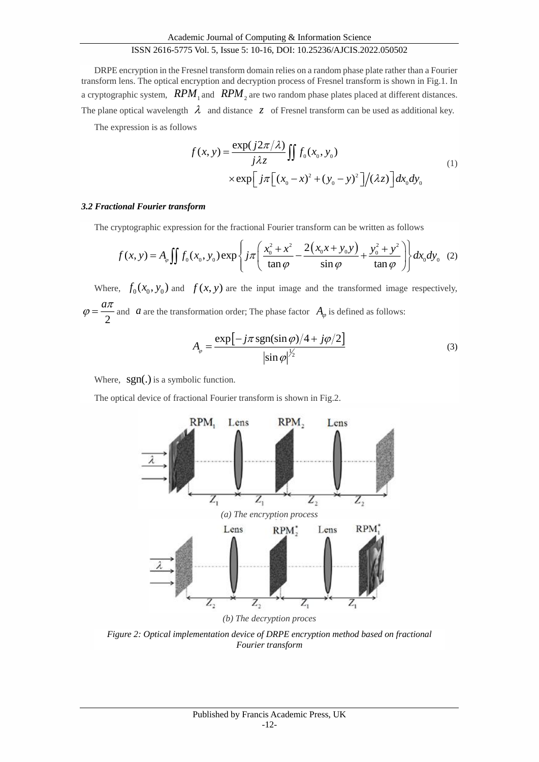DRPE encryption in the Fresnel transform domain relies on a random phase plate rather than a Fourier transform lens. The optical encryption and decryption process of Fresnel transform is shown in Fig.1. In a cryptographic system, $RPM_1$ and $RPM_2$ are two random phase plates placed at different distances. The plane optical wavelength $\lambda$ and distance $z$ of Fresnel transform can be used as additional key.

The expression is as follows

$$f(x,y) = \frac{\exp(j2\pi/\lambda)}{j\lambda z}\iint f_0(x_0,y_0) \times \exp\left[j\pi\left[(x_0-x)^2+(y_0-y)^2\right]/(\lambda z)\right]dx_0dy_0 \quad (1)$$

### 3.2 Fractional Fourier transform

The cryptographic expression for the fractional Fourier transform can be written as follows

$$f(x,y) = A_\varphi \iint f_0(x_0,y_0)\exp\left\{j\pi\left(\frac{x_0^2+x^2}{\tan\varphi} - \frac{2(x_0x+y_0y)}{\sin\varphi} + \frac{y_0^2+y^2}{\tan\varphi}\right)\right\}dx_0dy_0 \quad (2)$$

Where, $f_0(x_0,y_0)$ and $f(x,y)$ are the input image and the transformed image respectively, $\varphi = \frac{a\pi}{2}$ and $a$ are the transformation order; The phase factor $A_\varphi$ is defined as follows:

$$A_\varphi = \frac{\exp\left[-j\pi\,\mathrm{sgn}(\sin\varphi)/4 + j\varphi/2\right]}{|\sin\varphi|^{1/2}} \quad (3)$$

Where, $\mathrm{sgn}(.)$ is a symbolic function.

The optical device of fractional Fourier transform is shown in Fig.2.

(a) The encryption process

(b) The decryption proces

*Figure 2: Optical implementation device of DRPE encryption method based on fractional Fourier transform*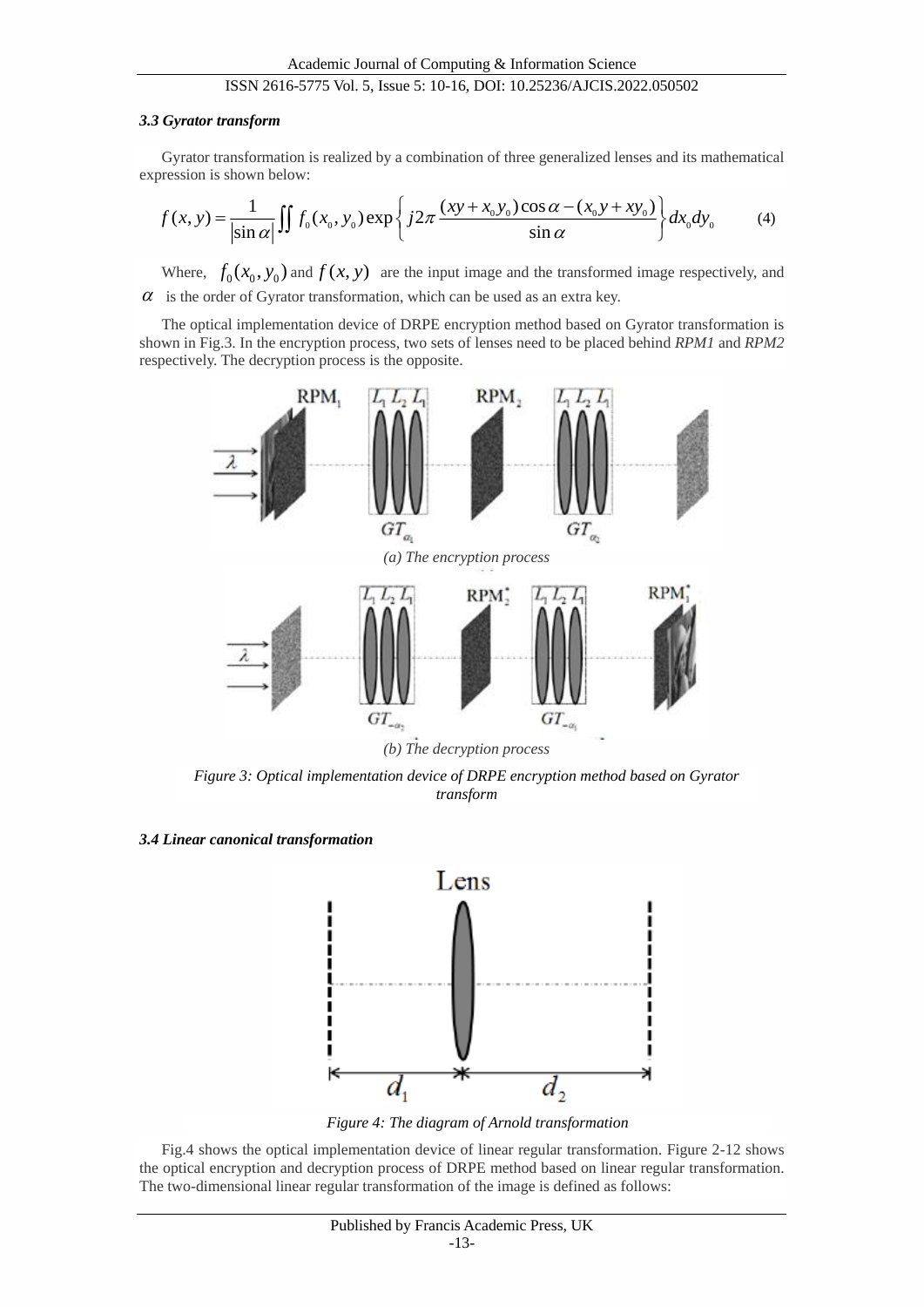### *3.3 Gyrator transform*

Gyrator transformation is realized by a combination of three generalized lenses and its mathematical expression is shown below:

$$f(x,y)=\frac{1}{|\sin\alpha|}\iint f_0(x_0,y_0)\exp\left\{j2\pi\frac{(xy+x_0y_0)\cos\alpha-(x_0y+xy_0)}{\sin\alpha}\right\}dx_0dy_0 \tag{4}$$

Where, $f_0(x_0,y_0)$ and $f(x,y)$ are the input image and the transformed image respectively, and $\alpha$ is the order of Gyrator transformation, which can be used as an extra key.

The optical implementation device of DRPE encryption method based on Gyrator transformation is shown in Fig.3. In the encryption process, two sets of lenses need to be placed behind *RPM1* and *RPM2* respectively. The decryption process is the opposite.

*(a) The encryption process*

*(b) The decryption process*

*Figure 3: Optical implementation device of DRPE encryption method based on Gyrator transform*

### *3.4 Linear canonical transformation*

*Figure 4: The diagram of Arnold transformation*

Fig.4 shows the optical implementation device of linear regular transformation. Figure 2-12 shows the optical encryption and decryption process of DRPE method based on linear regular transformation. The two-dimensional linear regular transformation of the image is defined as follows: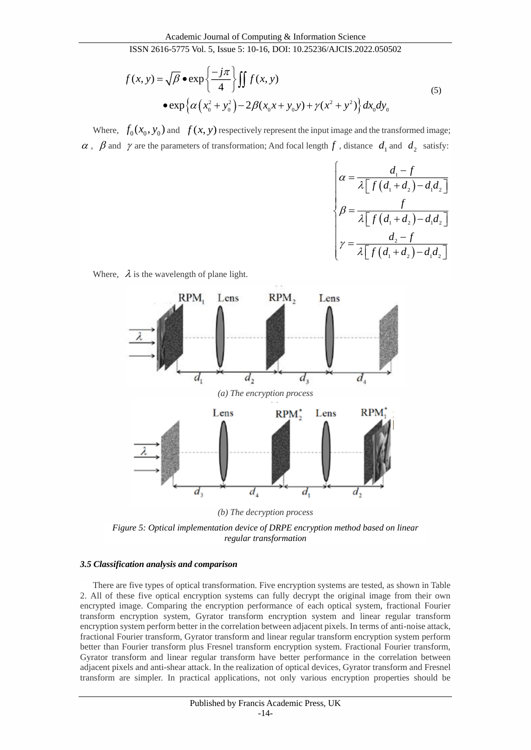$$f(x,y)=\sqrt{\beta}\bullet\exp\left\{\frac{-j\pi}{4}\right\}\iint f(x,y)$$
$$\bullet\exp\left\{\alpha\left(x_0^2+y_0^2\right)-2\beta(x_0x+y_0y)+\gamma(x^2+y^2)\right\}dx_0dy_0 \tag{5}$$

Where, $f_0(x_0,y_0)$ and $f(x,y)$ respectively represent the input image and the transformed image; $\alpha$, $\beta$ and $\gamma$ are the parameters of transformation; And focal length $f$, distance $d_1$ and $d_2$ satisfy:

$$\begin{cases}\alpha=\dfrac{d_1-f}{\lambda\left[f\left(d_1+d_2\right)-d_1d_2\right]}\\[2ex]\beta=\dfrac{f}{\lambda\left[f\left(d_1+d_2\right)-d_1d_2\right]}\\[2ex]\gamma=\dfrac{d_2-f}{\lambda\left[f\left(d_1+d_2\right)-d_1d_2\right]}\end{cases}$$

Where, $\lambda$ is the wavelength of plane light.

*(a) The encryption process*

*(b) The decryption process*

*Figure 5: Optical implementation device of DRPE encryption method based on linear regular transformation*

### *3.5 Classification analysis and comparison*

There are five types of optical transformation. Five encryption systems are tested, as shown in Table 2. All of these five optical encryption systems can fully decrypt the original image from their own encrypted image. Comparing the encryption performance of each optical system, fractional Fourier transform encryption system, Gyrator transform encryption system and linear regular transform encryption system perform better in the correlation between adjacent pixels. In terms of anti-noise attack, fractional Fourier transform, Gyrator transform and linear regular transform encryption system perform better than Fourier transform plus Fresnel transform encryption system. Fractional Fourier transform, Gyrator transform and linear regular transform have better performance in the correlation between adjacent pixels and anti-shear attack. In the realization of optical devices, Gyrator transform and Fresnel transform are simpler. In practical applications, not only various encryption properties should be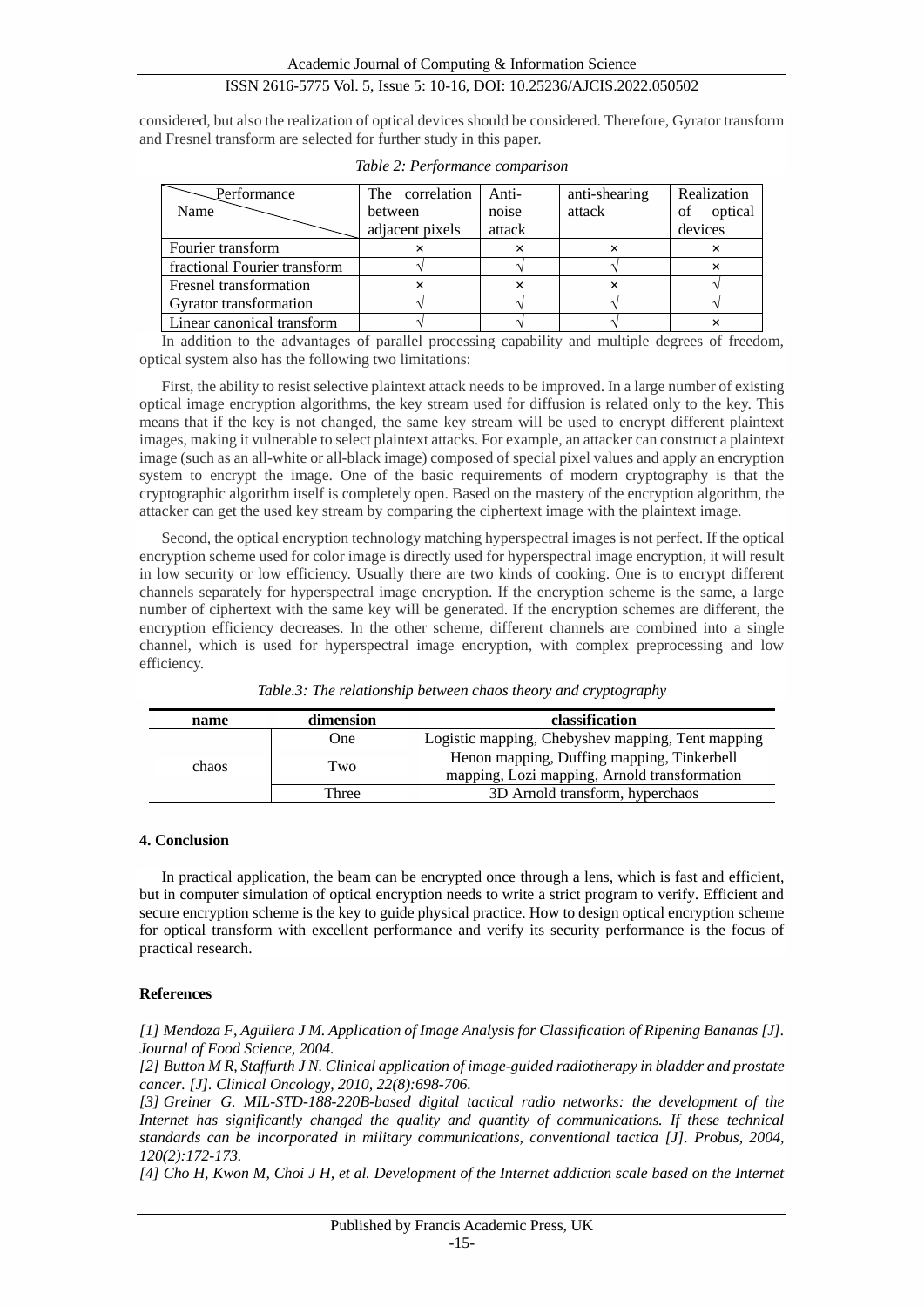considered, but also the realization of optical devices should be considered. Therefore, Gyrator transform and Fresnel transform are selected for further study in this paper.

*Table 2: Performance comparison*

| Name \ Performance | The correlation between adjacent pixels | Anti-noise attack | anti-shearing attack | Realization of optical devices |
|---|---|---|---|---|
| Fourier transform | × | × | × | × |
| fractional Fourier transform | √ | √ | √ | × |
| Fresnel transformation | × | × | × | √ |
| Gyrator transformation | √ | √ | √ | √ |
| Linear canonical transform | √ | √ | √ | × |

In addition to the advantages of parallel processing capability and multiple degrees of freedom, optical system also has the following two limitations:

First, the ability to resist selective plaintext attack needs to be improved. In a large number of existing optical image encryption algorithms, the key stream used for diffusion is related only to the key. This means that if the key is not changed, the same key stream will be used to encrypt different plaintext images, making it vulnerable to select plaintext attacks. For example, an attacker can construct a plaintext image (such as an all-white or all-black image) composed of special pixel values and apply an encryption system to encrypt the image. One of the basic requirements of modern cryptography is that the cryptographic algorithm itself is completely open. Based on the mastery of the encryption algorithm, the attacker can get the used key stream by comparing the ciphertext image with the plaintext image.

Second, the optical encryption technology matching hyperspectral images is not perfect. If the optical encryption scheme used for color image is directly used for hyperspectral image encryption, it will result in low security or low efficiency. Usually there are two kinds of cooking. One is to encrypt different channels separately for hyperspectral image encryption. If the encryption scheme is the same, a large number of ciphertext with the same key will be generated. If the encryption schemes are different, the encryption efficiency decreases. In the other scheme, different channels are combined into a single channel, which is used for hyperspectral image encryption, with complex preprocessing and low efficiency.

*Table.3: The relationship between chaos theory and cryptography*

| name | dimension | classification |
|---|---|---|
| chaos | One | Logistic mapping, Chebyshev mapping, Tent mapping |
| | Two | Henon mapping, Duffing mapping, Tinkerbell mapping, Lozi mapping, Arnold transformation |
| | Three | 3D Arnold transform, hyperchaos |

## 4. Conclusion

In practical application, the beam can be encrypted once through a lens, which is fast and efficient, but in computer simulation of optical encryption needs to write a strict program to verify. Efficient and secure encryption scheme is the key to guide physical practice. How to design optical encryption scheme for optical transform with excellent performance and verify its security performance is the focus of practical research.

## References

*[1] Mendoza F, Aguilera J M. Application of Image Analysis for Classification of Ripening Bananas [J]. Journal of Food Science, 2004.*

*[2] Button M R, Staffurth J N. Clinical application of image-guided radiotherapy in bladder and prostate cancer. [J]. Clinical Oncology, 2010, 22(8):698-706.*

*[3] Greiner G. MIL-STD-188-220B-based digital tactical radio networks: the development of the Internet has significantly changed the quality and quantity of communications. If these technical standards can be incorporated in military communications, conventional tactica [J]. Probus, 2004, 120(2):172-173.*

*[4] Cho H, Kwon M, Choi J H, et al. Development of the Internet addiction scale based on the Internet*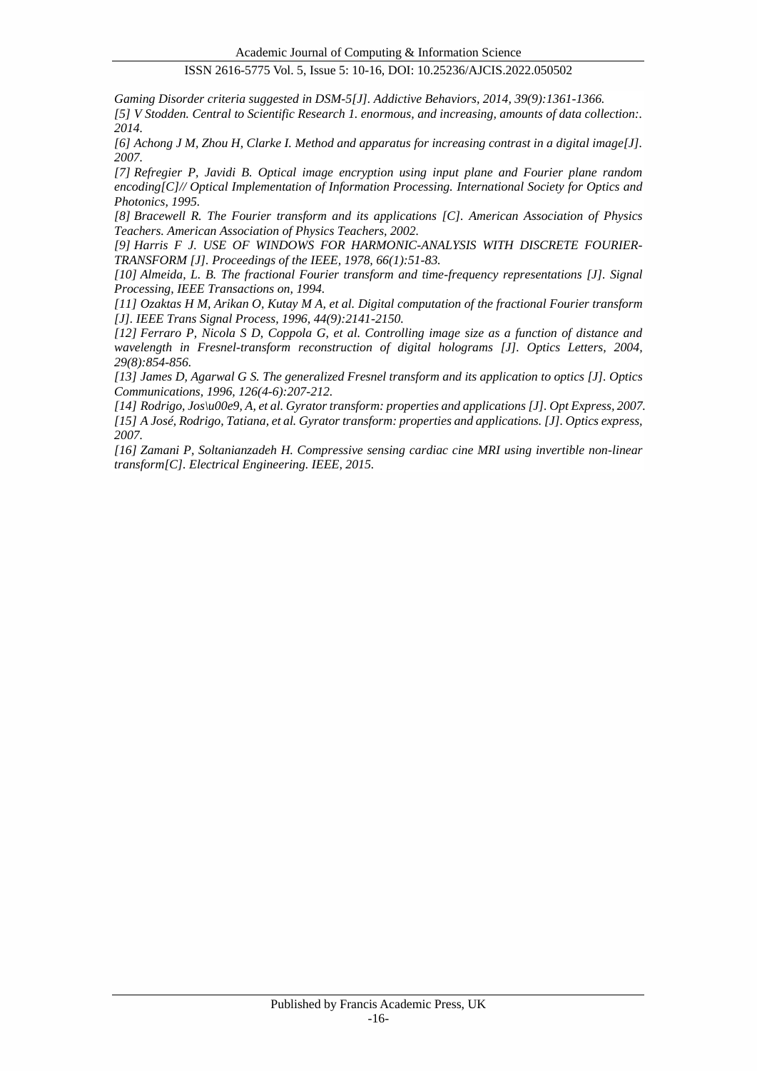*Gaming Disorder criteria suggested in DSM-5[J]. Addictive Behaviors, 2014, 39(9):1361-1366.*

*[5] V Stodden. Central to Scientific Research 1. enormous, and increasing, amounts of data collection:. 2014.*

*[6] Achong J M, Zhou H, Clarke I. Method and apparatus for increasing contrast in a digital image[J]. 2007.*

*[7] Refregier P, Javidi B. Optical image encryption using input plane and Fourier plane random encoding[C]// Optical Implementation of Information Processing. International Society for Optics and Photonics, 1995.*

*[8] Bracewell R. The Fourier transform and its applications [C]. American Association of Physics Teachers. American Association of Physics Teachers, 2002.*

*[9] Harris F J. USE OF WINDOWS FOR HARMONIC-ANALYSIS WITH DISCRETE FOURIER-TRANSFORM [J]. Proceedings of the IEEE, 1978, 66(1):51-83.*

*[10] Almeida, L. B. The fractional Fourier transform and time-frequency representations [J]. Signal Processing, IEEE Transactions on, 1994.*

*[11] Ozaktas H M, Arikan O, Kutay M A, et al. Digital computation of the fractional Fourier transform [J]. IEEE Trans Signal Process, 1996, 44(9):2141-2150.*

*[12] Ferraro P, Nicola S D, Coppola G, et al. Controlling image size as a function of distance and wavelength in Fresnel-transform reconstruction of digital holograms [J]. Optics Letters, 2004, 29(8):854-856.*

*[13] James D, Agarwal G S. The generalized Fresnel transform and its application to optics [J]. Optics Communications, 1996, 126(4-6):207-212.*

*[14] Rodrigo, Jos\u00e9, A, et al. Gyrator transform: properties and applications [J]. Opt Express, 2007.*

*[15] A José, Rodrigo, Tatiana, et al. Gyrator transform: properties and applications. [J]. Optics express, 2007.*

*[16] Zamani P, Soltanianzadeh H. Compressive sensing cardiac cine MRI using invertible non-linear transform[C]. Electrical Engineering. IEEE, 2015.*